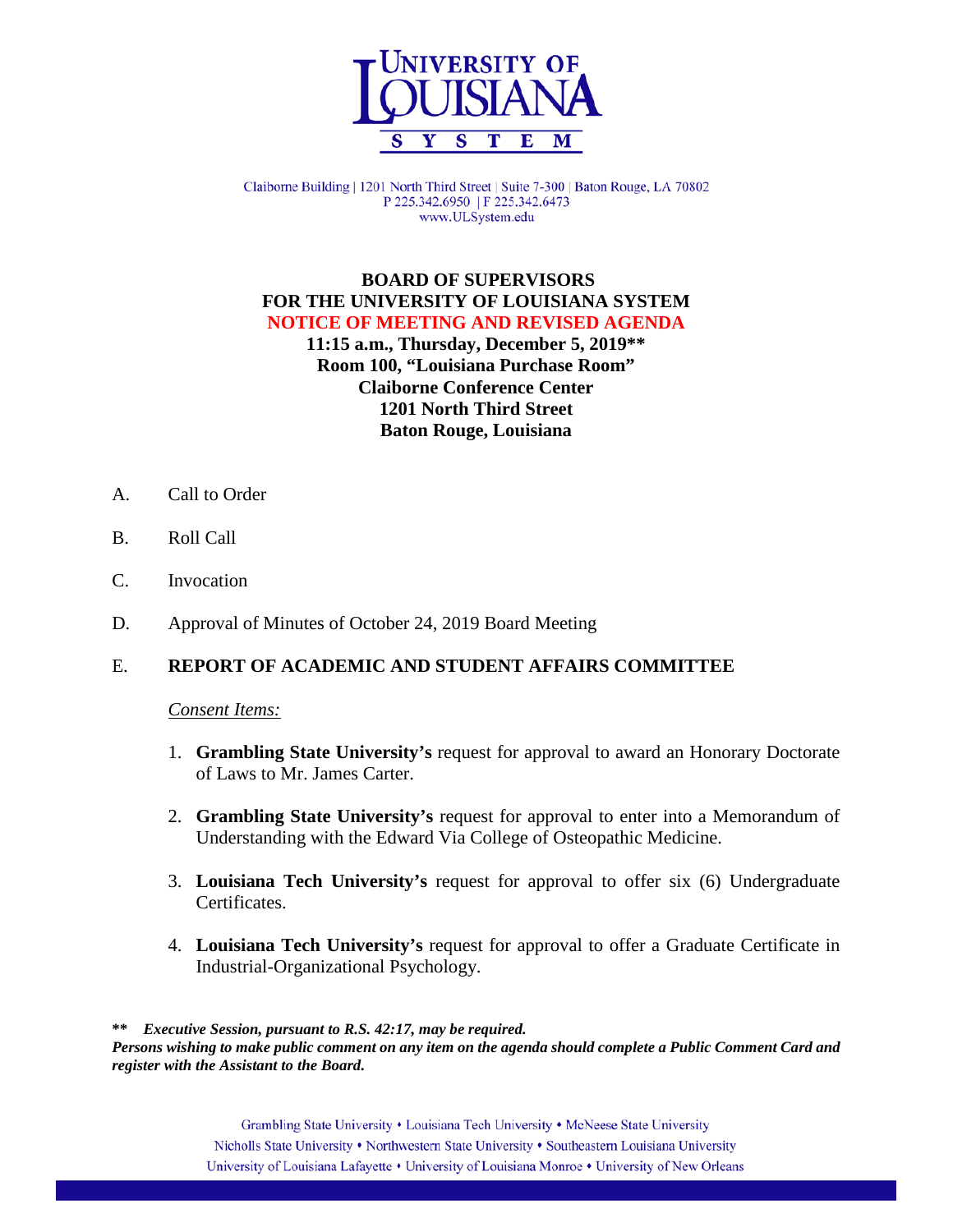UNIVERSITY OF LOUISIANA SYSTEM

Claiborne Building | 1201 North Third Street | Suite 7-300 | Baton Rouge, LA 70802
P 225.342.6950 | F 225.342.6473
www.ULSystem.edu

**BOARD OF SUPERVISORS**
**FOR THE UNIVERSITY OF LOUISIANA SYSTEM**
**NOTICE OF MEETING AND REVISED AGENDA**
**11:15 a.m., Thursday, December 5, 2019**\*\***
**Room 100, "Louisiana Purchase Room"**
**Claiborne Conference Center**
**1201 North Third Street**
**Baton Rouge, Louisiana**

A. Call to Order

B. Roll Call

C. Invocation

D. Approval of Minutes of October 24, 2019 Board Meeting

E. **REPORT OF ACADEMIC AND STUDENT AFFAIRS COMMITTEE**

*Consent Items:*

1. **Grambling State University's** request for approval to award an Honorary Doctorate of Laws to Mr. James Carter.

2. **Grambling State University's** request for approval to enter into a Memorandum of Understanding with the Edward Via College of Osteopathic Medicine.

3. **Louisiana Tech University's** request for approval to offer six (6) Undergraduate Certificates.

4. **Louisiana Tech University's** request for approval to offer a Graduate Certificate in Industrial-Organizational Psychology.

**\*\*** ***Executive Session, pursuant to R.S. 42:17, may be required.***
***Persons wishing to make public comment on any item on the agenda should complete a Public Comment Card and register with the Assistant to the Board.***

Grambling State University • Louisiana Tech University • McNeese State University
Nicholls State University • Northwestern State University • Southeastern Louisiana University
University of Louisiana Lafayette • University of Louisiana Monroe • University of New Orleans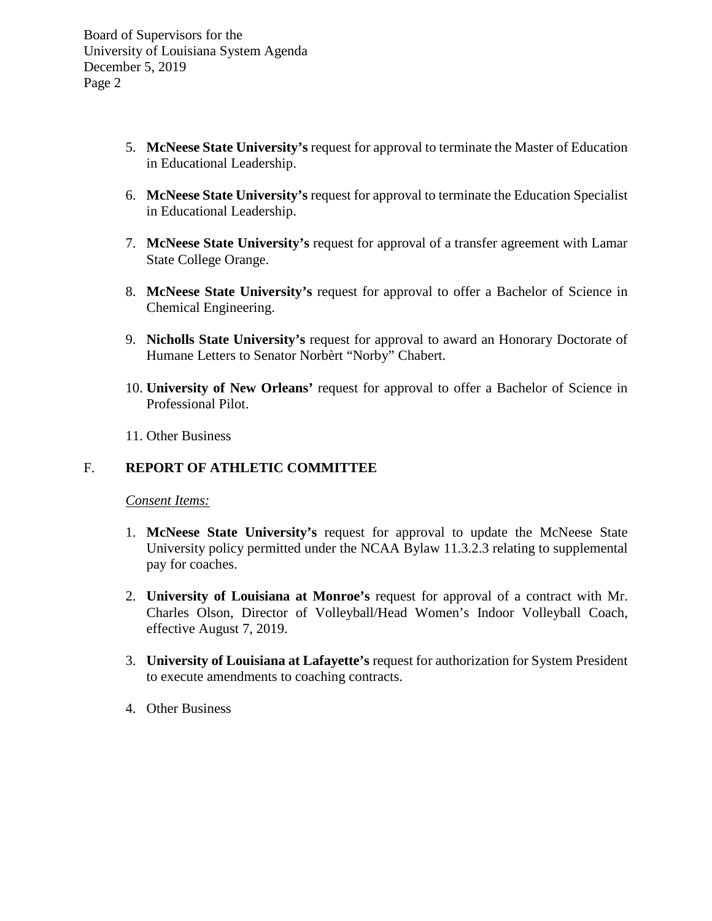5. **McNeese State University's** request for approval to terminate the Master of Education in Educational Leadership.

6. **McNeese State University's** request for approval to terminate the Education Specialist in Educational Leadership.

7. **McNeese State University's** request for approval of a transfer agreement with Lamar State College Orange.

8. **McNeese State University's** request for approval to offer a Bachelor of Science in Chemical Engineering.

9. **Nicholls State University's** request for approval to award an Honorary Doctorate of Humane Letters to Senator Norbèrt "Norby" Chabert.

10. **University of New Orleans'** request for approval to offer a Bachelor of Science in Professional Pilot.

11. Other Business

## F. REPORT OF ATHLETIC COMMITTEE

*Consent Items:*

1. **McNeese State University's** request for approval to update the McNeese State University policy permitted under the NCAA Bylaw 11.3.2.3 relating to supplemental pay for coaches.

2. **University of Louisiana at Monroe's** request for approval of a contract with Mr. Charles Olson, Director of Volleyball/Head Women's Indoor Volleyball Coach, effective August 7, 2019.

3. **University of Louisiana at Lafayette's** request for authorization for System President to execute amendments to coaching contracts.

4. Other Business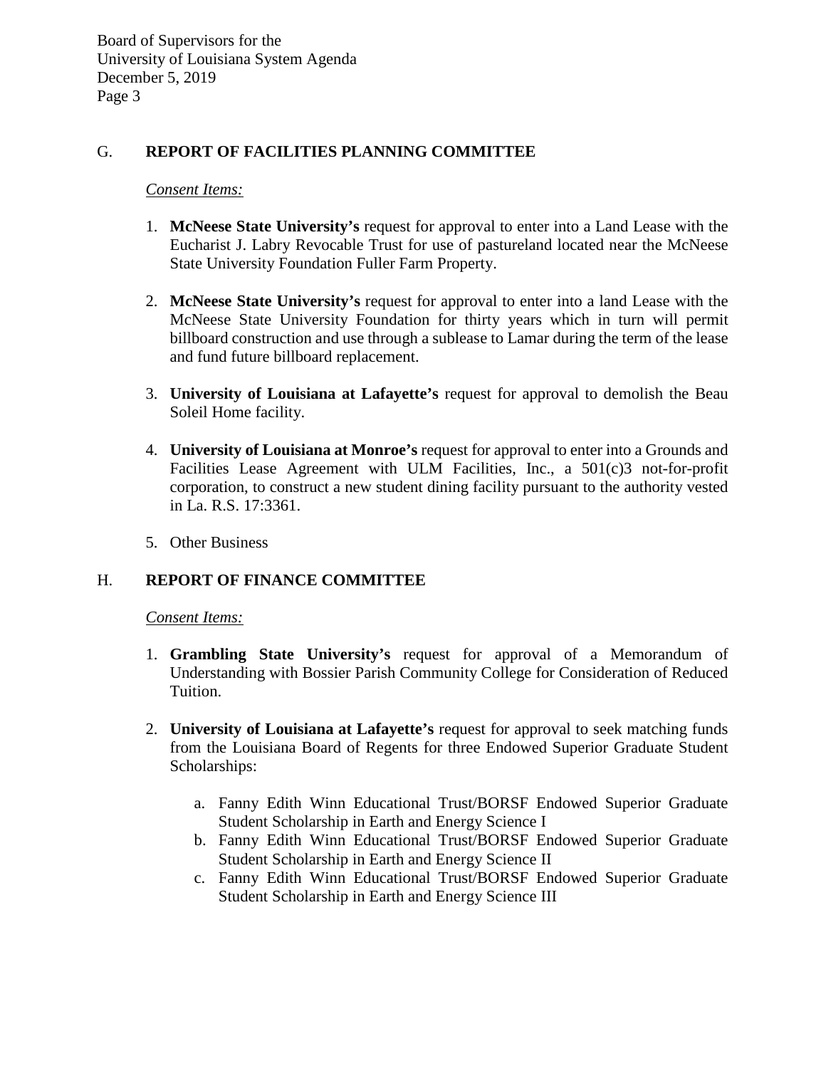## G. REPORT OF FACILITIES PLANNING COMMITTEE

*Consent Items:*

1. **McNeese State University's** request for approval to enter into a Land Lease with the Eucharist J. Labry Revocable Trust for use of pastureland located near the McNeese State University Foundation Fuller Farm Property.

2. **McNeese State University's** request for approval to enter into a land Lease with the McNeese State University Foundation for thirty years which in turn will permit billboard construction and use through a sublease to Lamar during the term of the lease and fund future billboard replacement.

3. **University of Louisiana at Lafayette's** request for approval to demolish the Beau Soleil Home facility.

4. **University of Louisiana at Monroe's** request for approval to enter into a Grounds and Facilities Lease Agreement with ULM Facilities, Inc., a 501(c)3 not-for-profit corporation, to construct a new student dining facility pursuant to the authority vested in La. R.S. 17:3361.

5. Other Business

## H. REPORT OF FINANCE COMMITTEE

*Consent Items:*

1. **Grambling State University's** request for approval of a Memorandum of Understanding with Bossier Parish Community College for Consideration of Reduced Tuition.

2. **University of Louisiana at Lafayette's** request for approval to seek matching funds from the Louisiana Board of Regents for three Endowed Superior Graduate Student Scholarships:

    a. Fanny Edith Winn Educational Trust/BORSF Endowed Superior Graduate Student Scholarship in Earth and Energy Science I
    b. Fanny Edith Winn Educational Trust/BORSF Endowed Superior Graduate Student Scholarship in Earth and Energy Science II
    c. Fanny Edith Winn Educational Trust/BORSF Endowed Superior Graduate Student Scholarship in Earth and Energy Science III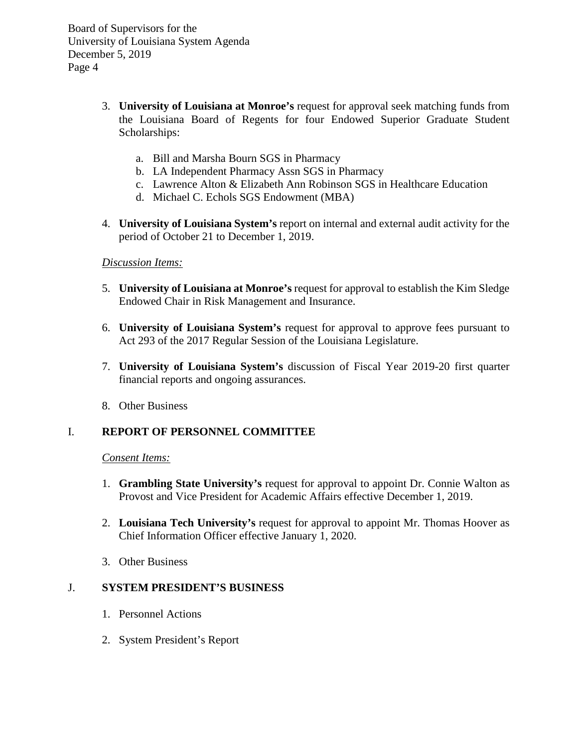3. **University of Louisiana at Monroe's** request for approval seek matching funds from the Louisiana Board of Regents for four Endowed Superior Graduate Student Scholarships:

   a. Bill and Marsha Bourn SGS in Pharmacy
   b. LA Independent Pharmacy Assn SGS in Pharmacy
   c. Lawrence Alton & Elizabeth Ann Robinson SGS in Healthcare Education
   d. Michael C. Echols SGS Endowment (MBA)

4. **University of Louisiana System's** report on internal and external audit activity for the period of October 21 to December 1, 2019.

*Discussion Items:*

5. **University of Louisiana at Monroe's** request for approval to establish the Kim Sledge Endowed Chair in Risk Management and Insurance.

6. **University of Louisiana System's** request for approval to approve fees pursuant to Act 293 of the 2017 Regular Session of the Louisiana Legislature.

7. **University of Louisiana System's** discussion of Fiscal Year 2019-20 first quarter financial reports and ongoing assurances.

8. Other Business

## I. REPORT OF PERSONNEL COMMITTEE

*Consent Items:*

1. **Grambling State University's** request for approval to appoint Dr. Connie Walton as Provost and Vice President for Academic Affairs effective December 1, 2019.

2. **Louisiana Tech University's** request for approval to appoint Mr. Thomas Hoover as Chief Information Officer effective January 1, 2020.

3. Other Business

## J. SYSTEM PRESIDENT'S BUSINESS

1. Personnel Actions

2. System President's Report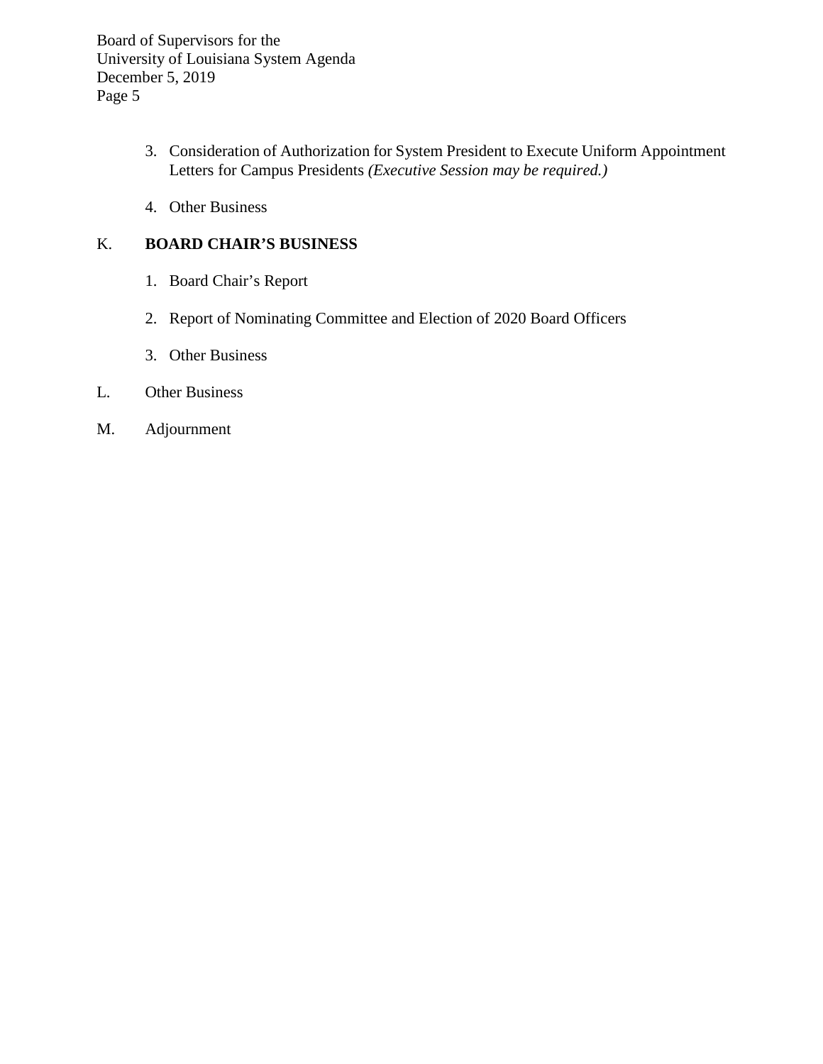3. Consideration of Authorization for System President to Execute Uniform Appointment Letters for Campus Presidents *(Executive Session may be required.)*

4. Other Business

K. **BOARD CHAIR'S BUSINESS**

1. Board Chair's Report

2. Report of Nominating Committee and Election of 2020 Board Officers

3. Other Business

L. Other Business

M. Adjournment